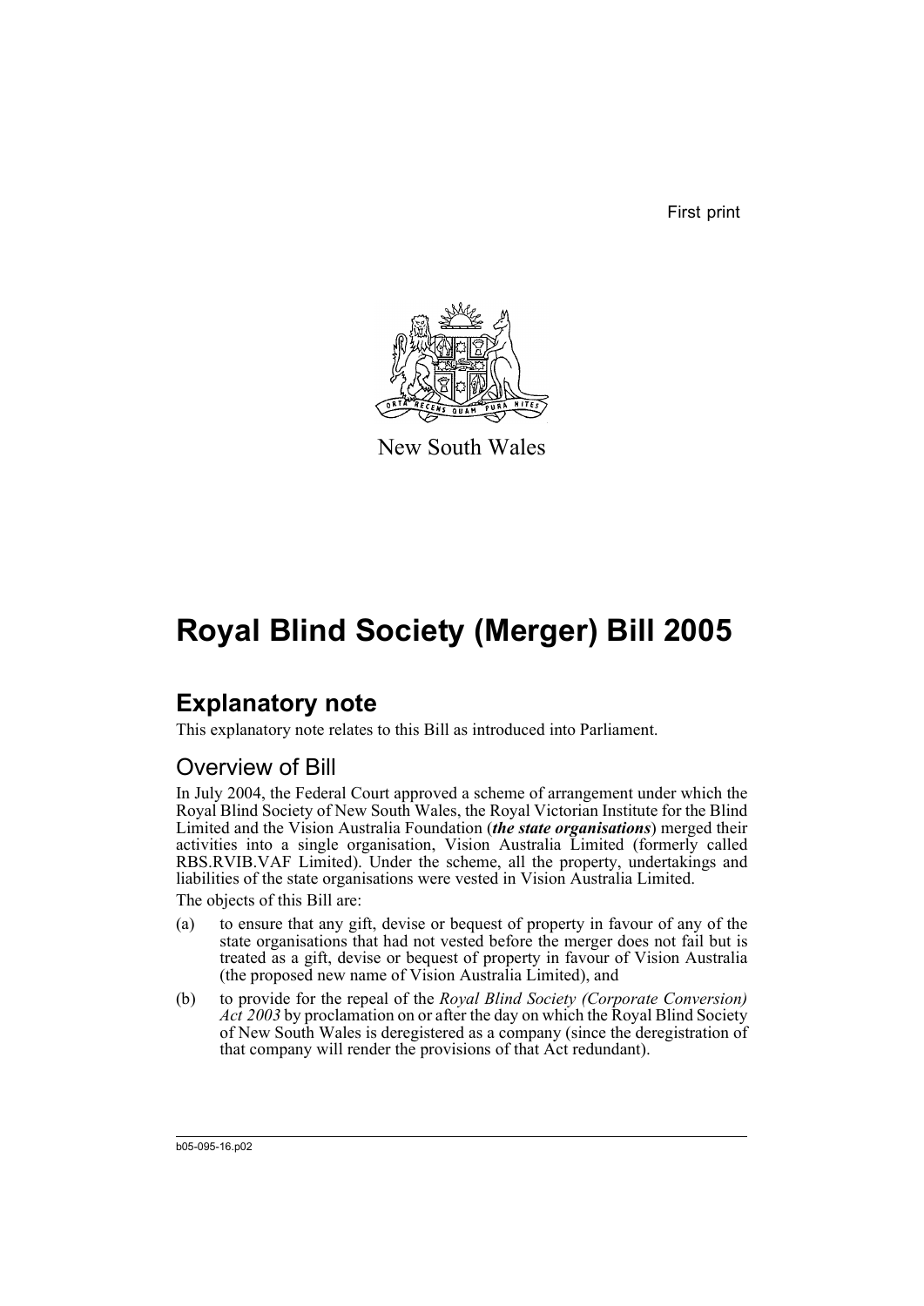First print

New South Wales

# Royal Blind Society (Merger) Bill 2005

## Explanatory note

This explanatory note relates to this Bill as introduced into Parliament.

### Overview of Bill

In July 2004, the Federal Court approved a scheme of arrangement under which the Royal Blind Society of New South Wales, the Royal Victorian Institute for the Blind Limited and the Vision Australia Foundation (***the state organisations***) merged their activities into a single organisation, Vision Australia Limited (formerly called RBS.RVIB.VAF Limited). Under the scheme, all the property, undertakings and liabilities of the state organisations were vested in Vision Australia Limited.

The objects of this Bill are:

(a) to ensure that any gift, devise or bequest of property in favour of any of the state organisations that had not vested before the merger does not fail but is treated as a gift, devise or bequest of property in favour of Vision Australia (the proposed new name of Vision Australia Limited), and

(b) to provide for the repeal of the *Royal Blind Society (Corporate Conversion) Act 2003* by proclamation on or after the day on which the Royal Blind Society of New South Wales is deregistered as a company (since the deregistration of that company will render the provisions of that Act redundant).

b05-095-16.p02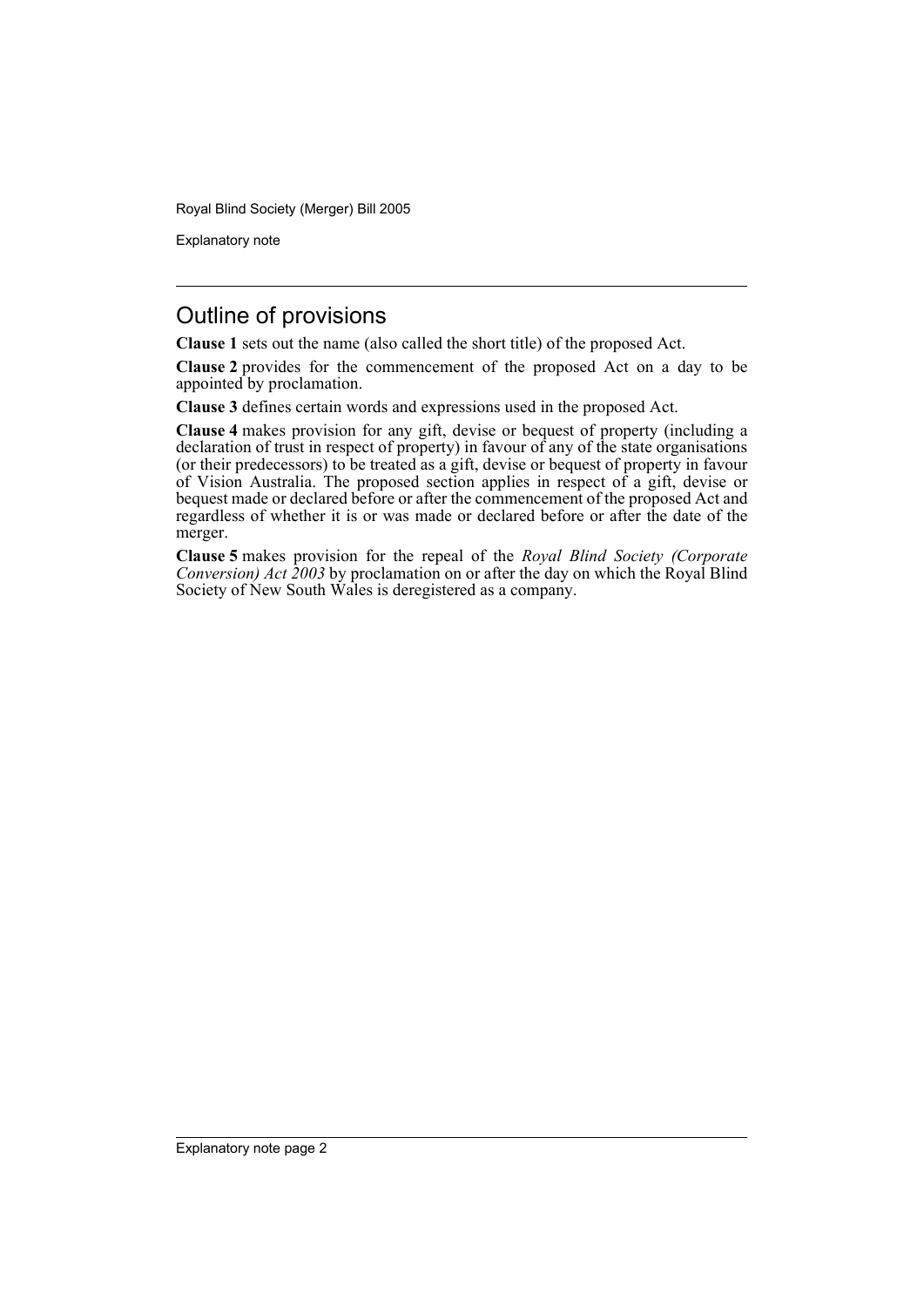## Outline of provisions

**Clause 1** sets out the name (also called the short title) of the proposed Act.

**Clause 2** provides for the commencement of the proposed Act on a day to be appointed by proclamation.

**Clause 3** defines certain words and expressions used in the proposed Act.

**Clause 4** makes provision for any gift, devise or bequest of property (including a declaration of trust in respect of property) in favour of any of the state organisations (or their predecessors) to be treated as a gift, devise or bequest of property in favour of Vision Australia. The proposed section applies in respect of a gift, devise or bequest made or declared before or after the commencement of the proposed Act and regardless of whether it is or was made or declared before or after the date of the merger.

**Clause 5** makes provision for the repeal of the *Royal Blind Society (Corporate Conversion) Act 2003* by proclamation on or after the day on which the Royal Blind Society of New South Wales is deregistered as a company.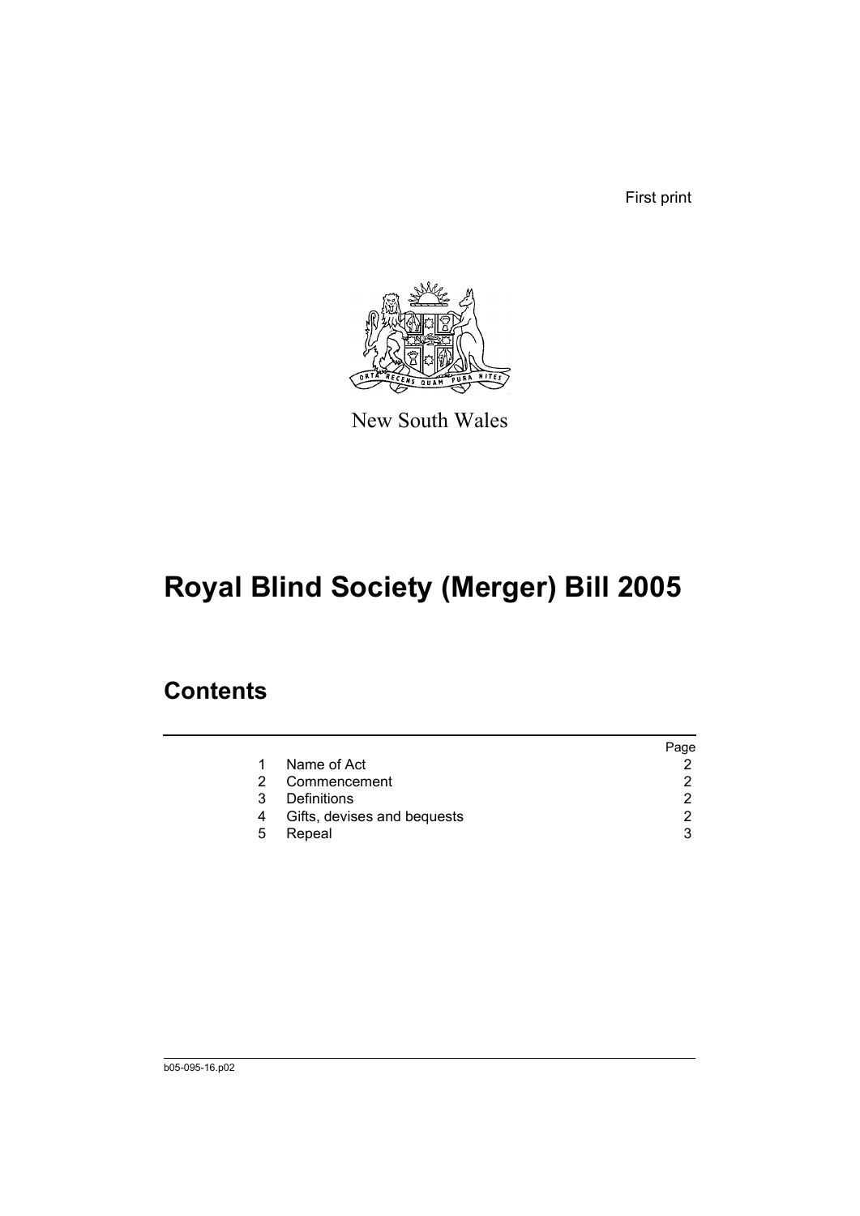First print

New South Wales

# Royal Blind Society (Merger) Bill 2005

## Contents

| | | Page |
|---|---|---|
| 1 | Name of Act | 2 |
| 2 | Commencement | 2 |
| 3 | Definitions | 2 |
| 4 | Gifts, devises and bequests | 2 |
| 5 | Repeal | 3 |

b05-095-16.p02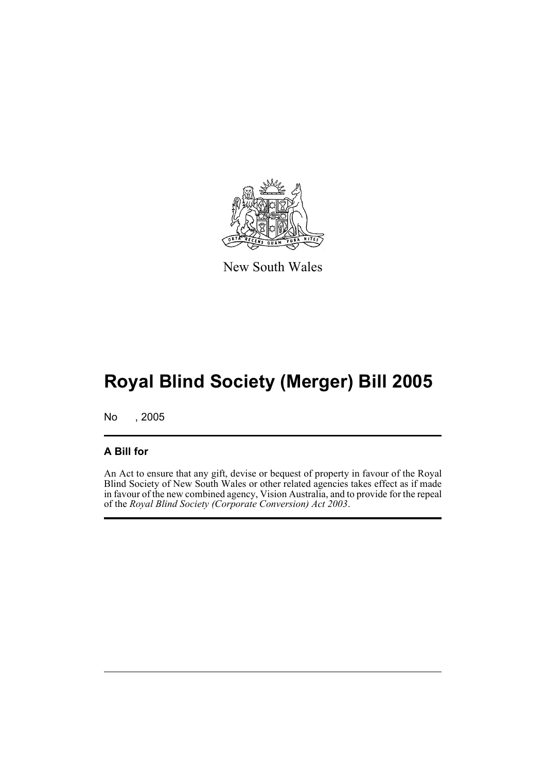New South Wales

# Royal Blind Society (Merger) Bill 2005

No , 2005

## A Bill for

An Act to ensure that any gift, devise or bequest of property in favour of the Royal Blind Society of New South Wales or other related agencies takes effect as if made in favour of the new combined agency, Vision Australia, and to provide for the repeal of the *Royal Blind Society (Corporate Conversion) Act 2003*.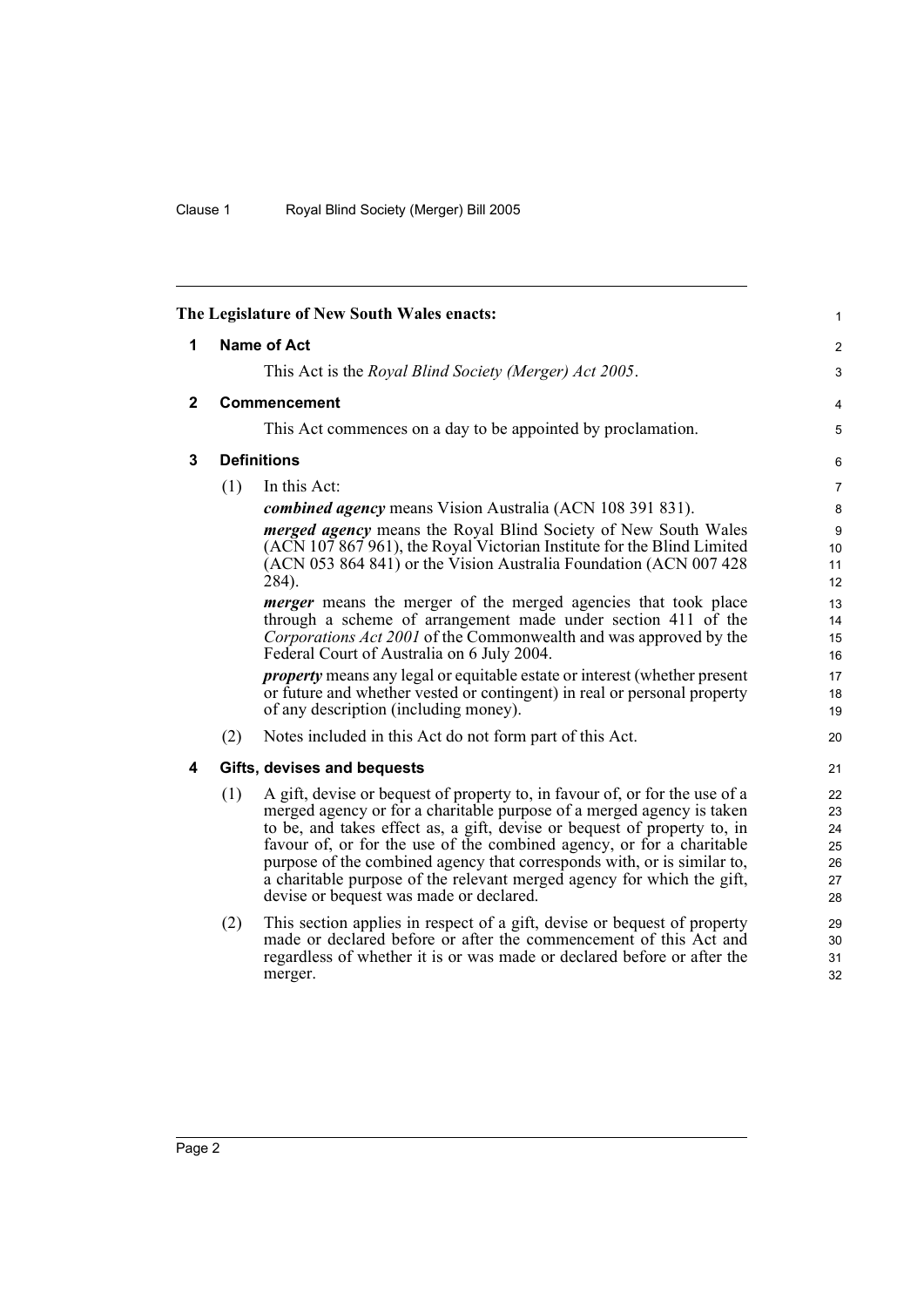**The Legislature of New South Wales enacts:**

## 1 Name of Act

This Act is the *Royal Blind Society (Merger) Act 2005*.

## 2 Commencement

This Act commences on a day to be appointed by proclamation.

## 3 Definitions

(1) In this Act:

***combined agency*** means Vision Australia (ACN 108 391 831).

***merged agency*** means the Royal Blind Society of New South Wales (ACN 107 867 961), the Royal Victorian Institute for the Blind Limited (ACN 053 864 841) or the Vision Australia Foundation (ACN 007 428 284).

***merger*** means the merger of the merged agencies that took place through a scheme of arrangement made under section 411 of the *Corporations Act 2001* of the Commonwealth and was approved by the Federal Court of Australia on 6 July 2004.

***property*** means any legal or equitable estate or interest (whether present or future and whether vested or contingent) in real or personal property of any description (including money).

(2) Notes included in this Act do not form part of this Act.

## 4 Gifts, devises and bequests

(1) A gift, devise or bequest of property to, in favour of, or for the use of a merged agency or for a charitable purpose of a merged agency is taken to be, and takes effect as, a gift, devise or bequest of property to, in favour of, or for the use of the combined agency, or for a charitable purpose of the combined agency that corresponds with, or is similar to, a charitable purpose of the relevant merged agency for which the gift, devise or bequest was made or declared.

(2) This section applies in respect of a gift, devise or bequest of property made or declared before or after the commencement of this Act and regardless of whether it is or was made or declared before or after the merger.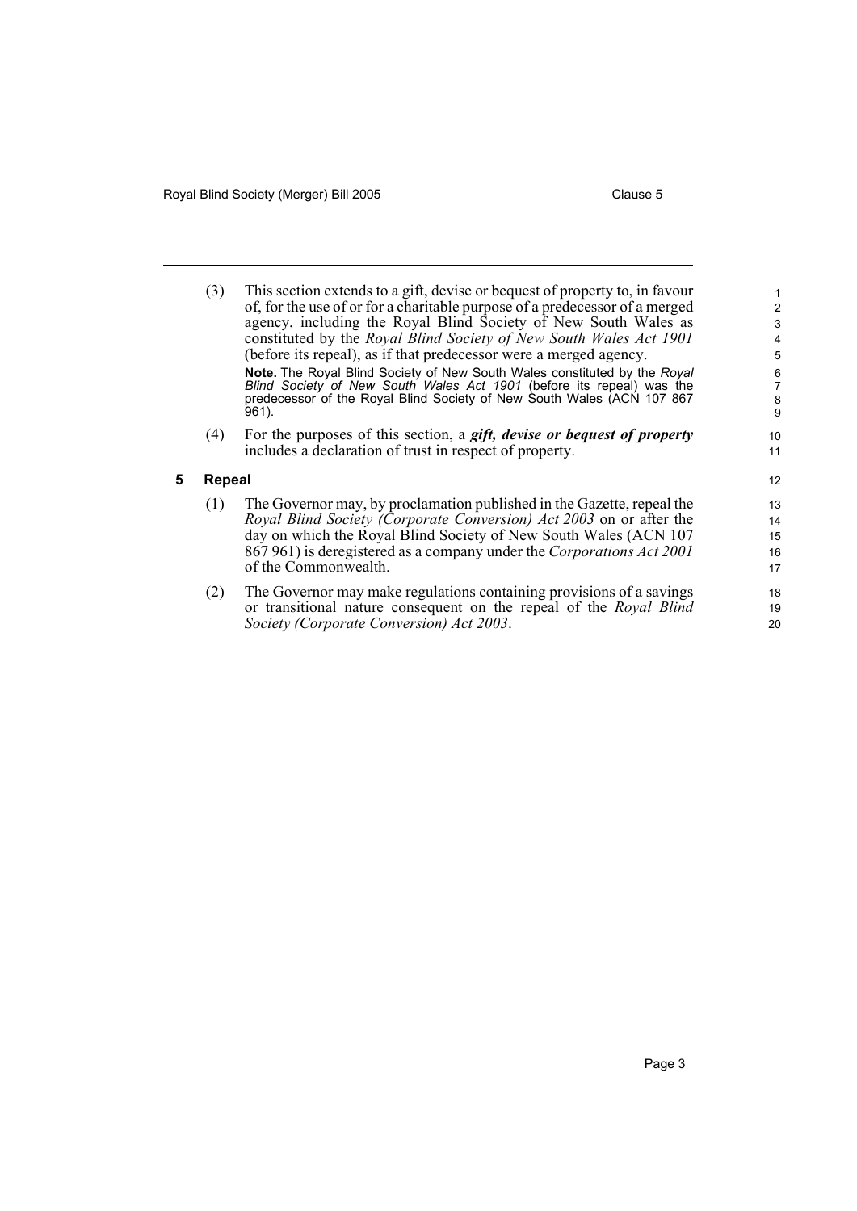(3) This section extends to a gift, devise or bequest of property to, in favour of, for the use of or for a charitable purpose of a predecessor of a merged agency, including the Royal Blind Society of New South Wales as constituted by the *Royal Blind Society of New South Wales Act 1901* (before its repeal), as if that predecessor were a merged agency.

**Note.** The Royal Blind Society of New South Wales constituted by the *Royal Blind Society of New South Wales Act 1901* (before its repeal) was the predecessor of the Royal Blind Society of New South Wales (ACN 107 867 961).

(4) For the purposes of this section, a ***gift, devise or bequest of property*** includes a declaration of trust in respect of property.

## 5 Repeal

(1) The Governor may, by proclamation published in the Gazette, repeal the *Royal Blind Society (Corporate Conversion) Act 2003* on or after the day on which the Royal Blind Society of New South Wales (ACN 107 867 961) is deregistered as a company under the *Corporations Act 2001* of the Commonwealth.

(2) The Governor may make regulations containing provisions of a savings or transitional nature consequent on the repeal of the *Royal Blind Society (Corporate Conversion) Act 2003*.